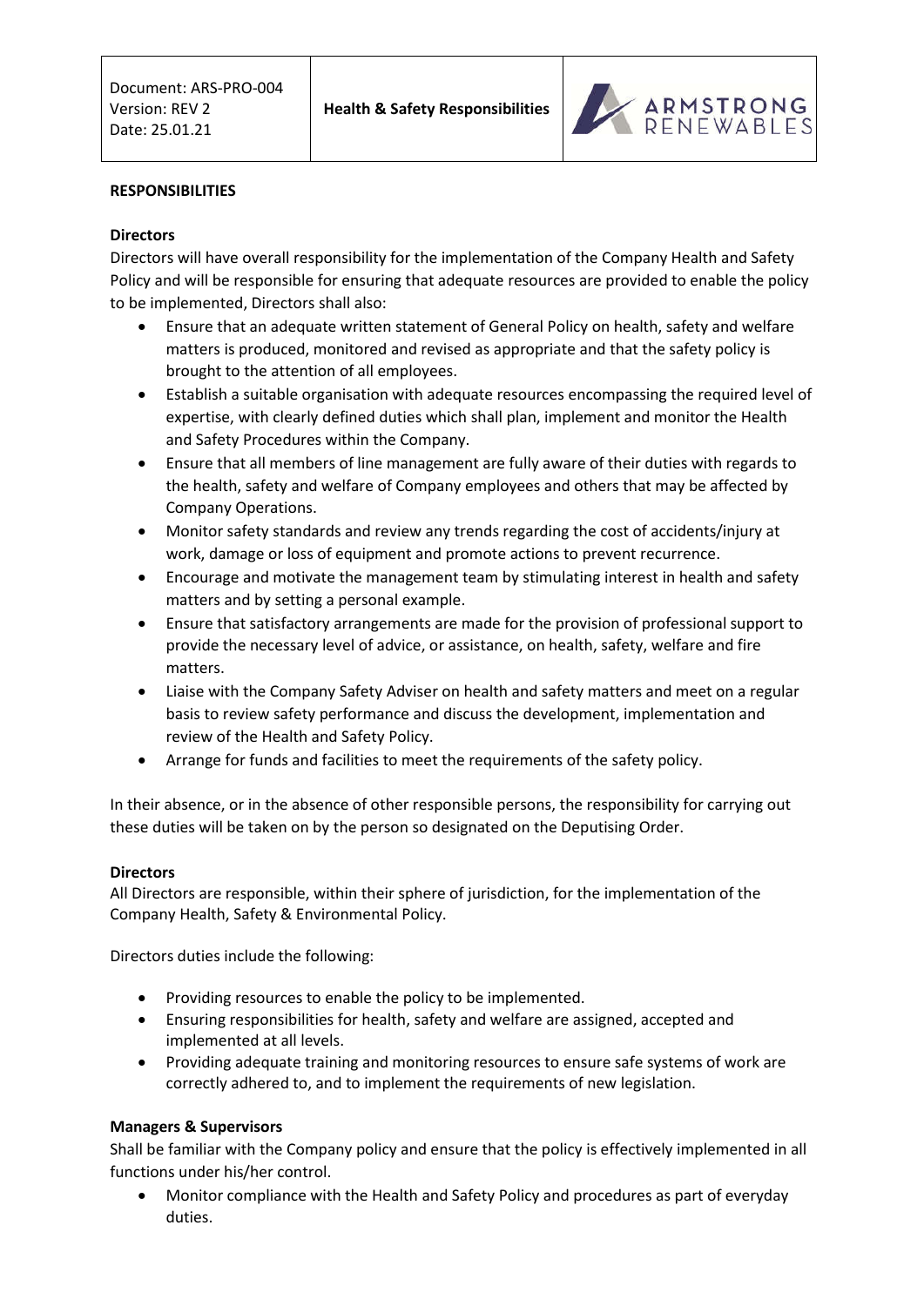## RESPONSIBILITIES

### Directors

Directors will have overall responsibility for the implementation of the Company Health and Safety Policy and will be responsible for ensuring that adequate resources are provided to enable the policy to be implemented, Directors shall also:

- Ensure that an adequate written statement of General Policy on health, safety and welfare matters is produced, monitored and revised as appropriate and that the safety policy is brought to the attention of all employees.
- Establish a suitable organisation with adequate resources encompassing the required level of expertise, with clearly defined duties which shall plan, implement and monitor the Health and Safety Procedures within the Company.
- Ensure that all members of line management are fully aware of their duties with regards to the health, safety and welfare of Company employees and others that may be affected by Company Operations.
- Monitor safety standards and review any trends regarding the cost of accidents/injury at work, damage or loss of equipment and promote actions to prevent recurrence.
- Encourage and motivate the management team by stimulating interest in health and safety matters and by setting a personal example.
- Ensure that satisfactory arrangements are made for the provision of professional support to provide the necessary level of advice, or assistance, on health, safety, welfare and fire matters.
- Liaise with the Company Safety Adviser on health and safety matters and meet on a regular basis to review safety performance and discuss the development, implementation and review of the Health and Safety Policy.
- Arrange for funds and facilities to meet the requirements of the safety policy.

In their absence, or in the absence of other responsible persons, the responsibility for carrying out these duties will be taken on by the person so designated on the Deputising Order.

### Directors

All Directors are responsible, within their sphere of jurisdiction, for the implementation of the Company Health, Safety & Environmental Policy.

Directors duties include the following:

- Providing resources to enable the policy to be implemented.
- Ensuring responsibilities for health, safety and welfare are assigned, accepted and implemented at all levels.
- Providing adequate training and monitoring resources to ensure safe systems of work are correctly adhered to, and to implement the requirements of new legislation.

### Managers & Supervisors

Shall be familiar with the Company policy and ensure that the policy is effectively implemented in all functions under his/her control.

- Monitor compliance with the Health and Safety Policy and procedures as part of everyday duties.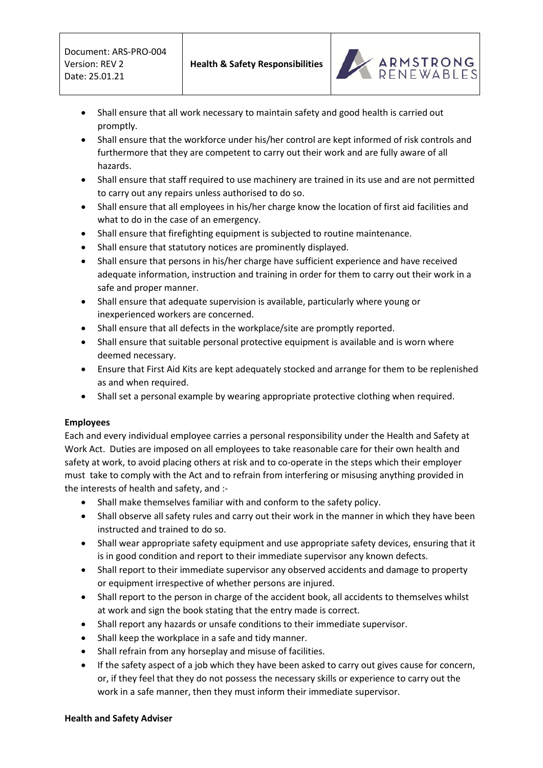- Shall ensure that all work necessary to maintain safety and good health is carried out promptly.
- Shall ensure that the workforce under his/her control are kept informed of risk controls and furthermore that they are competent to carry out their work and are fully aware of all hazards.
- Shall ensure that staff required to use machinery are trained in its use and are not permitted to carry out any repairs unless authorised to do so.
- Shall ensure that all employees in his/her charge know the location of first aid facilities and what to do in the case of an emergency.
- Shall ensure that firefighting equipment is subjected to routine maintenance.
- Shall ensure that statutory notices are prominently displayed.
- Shall ensure that persons in his/her charge have sufficient experience and have received adequate information, instruction and training in order for them to carry out their work in a safe and proper manner.
- Shall ensure that adequate supervision is available, particularly where young or inexperienced workers are concerned.
- Shall ensure that all defects in the workplace/site are promptly reported.
- Shall ensure that suitable personal protective equipment is available and is worn where deemed necessary.
- Ensure that First Aid Kits are kept adequately stocked and arrange for them to be replenished as and when required.
- Shall set a personal example by wearing appropriate protective clothing when required.

**Employees**

Each and every individual employee carries a personal responsibility under the Health and Safety at Work Act. Duties are imposed on all employees to take reasonable care for their own health and safety at work, to avoid placing others at risk and to co-operate in the steps which their employer must take to comply with the Act and to refrain from interfering or misusing anything provided in the interests of health and safety, and :-

- Shall make themselves familiar with and conform to the safety policy.
- Shall observe all safety rules and carry out their work in the manner in which they have been instructed and trained to do so.
- Shall wear appropriate safety equipment and use appropriate safety devices, ensuring that it is in good condition and report to their immediate supervisor any known defects.
- Shall report to their immediate supervisor any observed accidents and damage to property or equipment irrespective of whether persons are injured.
- Shall report to the person in charge of the accident book, all accidents to themselves whilst at work and sign the book stating that the entry made is correct.
- Shall report any hazards or unsafe conditions to their immediate supervisor.
- Shall keep the workplace in a safe and tidy manner.
- Shall refrain from any horseplay and misuse of facilities.
- If the safety aspect of a job which they have been asked to carry out gives cause for concern, or, if they feel that they do not possess the necessary skills or experience to carry out the work in a safe manner, then they must inform their immediate supervisor.

**Health and Safety Adviser**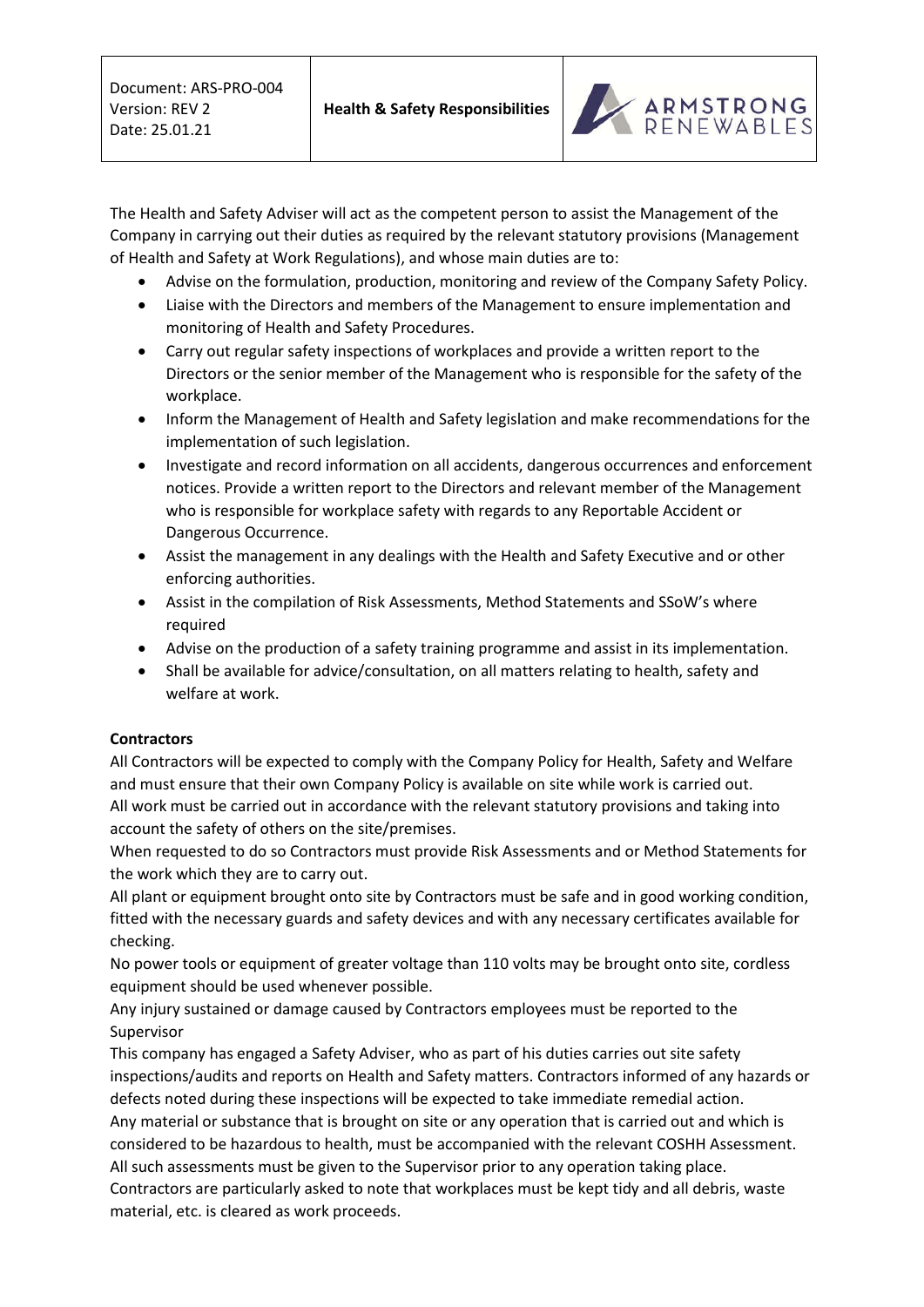The Health and Safety Adviser will act as the competent person to assist the Management of the Company in carrying out their duties as required by the relevant statutory provisions (Management of Health and Safety at Work Regulations), and whose main duties are to:

- Advise on the formulation, production, monitoring and review of the Company Safety Policy.
- Liaise with the Directors and members of the Management to ensure implementation and monitoring of Health and Safety Procedures.
- Carry out regular safety inspections of workplaces and provide a written report to the Directors or the senior member of the Management who is responsible for the safety of the workplace.
- Inform the Management of Health and Safety legislation and make recommendations for the implementation of such legislation.
- Investigate and record information on all accidents, dangerous occurrences and enforcement notices. Provide a written report to the Directors and relevant member of the Management who is responsible for workplace safety with regards to any Reportable Accident or Dangerous Occurrence.
- Assist the management in any dealings with the Health and Safety Executive and or other enforcing authorities.
- Assist in the compilation of Risk Assessments, Method Statements and SSoW's where required
- Advise on the production of a safety training programme and assist in its implementation.
- Shall be available for advice/consultation, on all matters relating to health, safety and welfare at work.

**Contractors**

All Contractors will be expected to comply with the Company Policy for Health, Safety and Welfare and must ensure that their own Company Policy is available on site while work is carried out.
All work must be carried out in accordance with the relevant statutory provisions and taking into account the safety of others on the site/premises.
When requested to do so Contractors must provide Risk Assessments and or Method Statements for the work which they are to carry out.
All plant or equipment brought onto site by Contractors must be safe and in good working condition, fitted with the necessary guards and safety devices and with any necessary certificates available for checking.
No power tools or equipment of greater voltage than 110 volts may be brought onto site, cordless equipment should be used whenever possible.
Any injury sustained or damage caused by Contractors employees must be reported to the Supervisor
This company has engaged a Safety Adviser, who as part of his duties carries out site safety inspections/audits and reports on Health and Safety matters. Contractors informed of any hazards or defects noted during these inspections will be expected to take immediate remedial action.
Any material or substance that is brought on site or any operation that is carried out and which is considered to be hazardous to health, must be accompanied with the relevant COSHH Assessment. All such assessments must be given to the Supervisor prior to any operation taking place.
Contractors are particularly asked to note that workplaces must be kept tidy and all debris, waste material, etc. is cleared as work proceeds.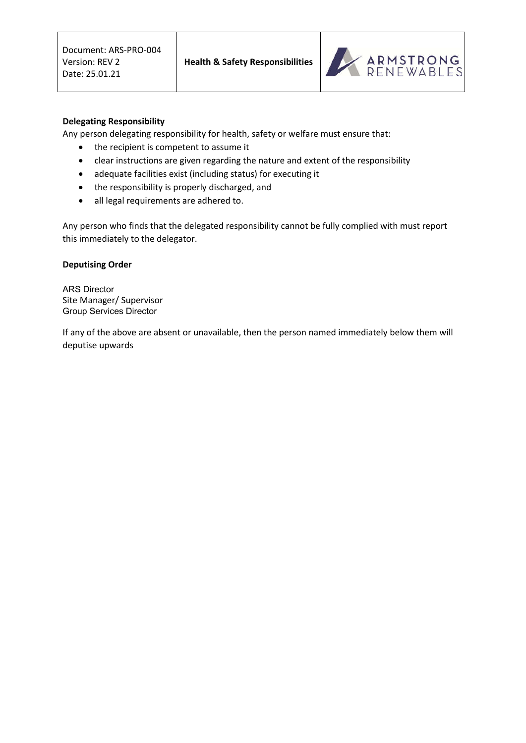**Delegating Responsibility**

Any person delegating responsibility for health, safety or welfare must ensure that:

- the recipient is competent to assume it
- clear instructions are given regarding the nature and extent of the responsibility
- adequate facilities exist (including status) for executing it
- the responsibility is properly discharged, and
- all legal requirements are adhered to.

Any person who finds that the delegated responsibility cannot be fully complied with must report this immediately to the delegator.

**Deputising Order**

ARS Director
Site Manager/ Supervisor
Group Services Director

If any of the above are absent or unavailable, then the person named immediately below them will deputise upwards